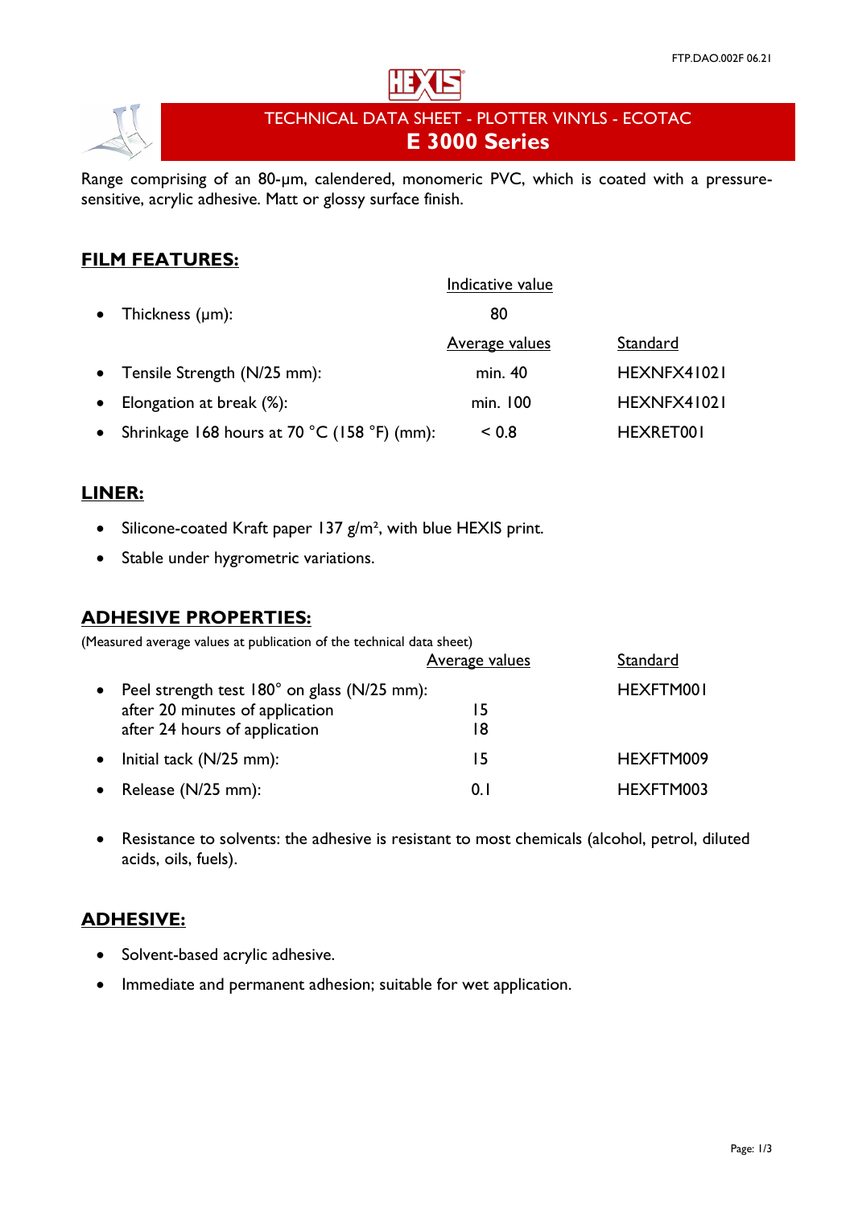# TECHNICAL DATA SHEET - PLOTTER VINYLS - ECOTAC

## E 3000 Series

Range comprising of an 80-µm, calendered, monomeric PVC, which is coated with a pressure-sensitive, acrylic adhesive. Matt or glossy surface finish.

### FILM FEATURES:

| | Indicative value | |
|---|---|---|
| • Thickness (µm): | 80 | |
| | **Average values** | **Standard** |
| • Tensile Strength (N/25 mm): | min. 40 | HEXNFX41021 |
| • Elongation at break (%): | min. 100 | HEXNFX41021 |
| • Shrinkage 168 hours at 70 °C (158 °F) (mm): | < 0.8 | HEXRET001 |

### LINER:

- Silicone-coated Kraft paper 137 g/m², with blue HEXIS print.
- Stable under hygrometric variations.

### ADHESIVE PROPERTIES:

(Measured average values at publication of the technical data sheet)

| | Average values | Standard |
|---|---|---|
| • Peel strength test 180° on glass (N/25 mm): | | HEXFTM001 |
| after 20 minutes of application | 15 | |
| after 24 hours of application | 18 | |
| • Initial tack (N/25 mm): | 15 | HEXFTM009 |
| • Release (N/25 mm): | 0.1 | HEXFTM003 |

- Resistance to solvents: the adhesive is resistant to most chemicals (alcohol, petrol, diluted acids, oils, fuels).

### ADHESIVE:

- Solvent-based acrylic adhesive.
- Immediate and permanent adhesion; suitable for wet application.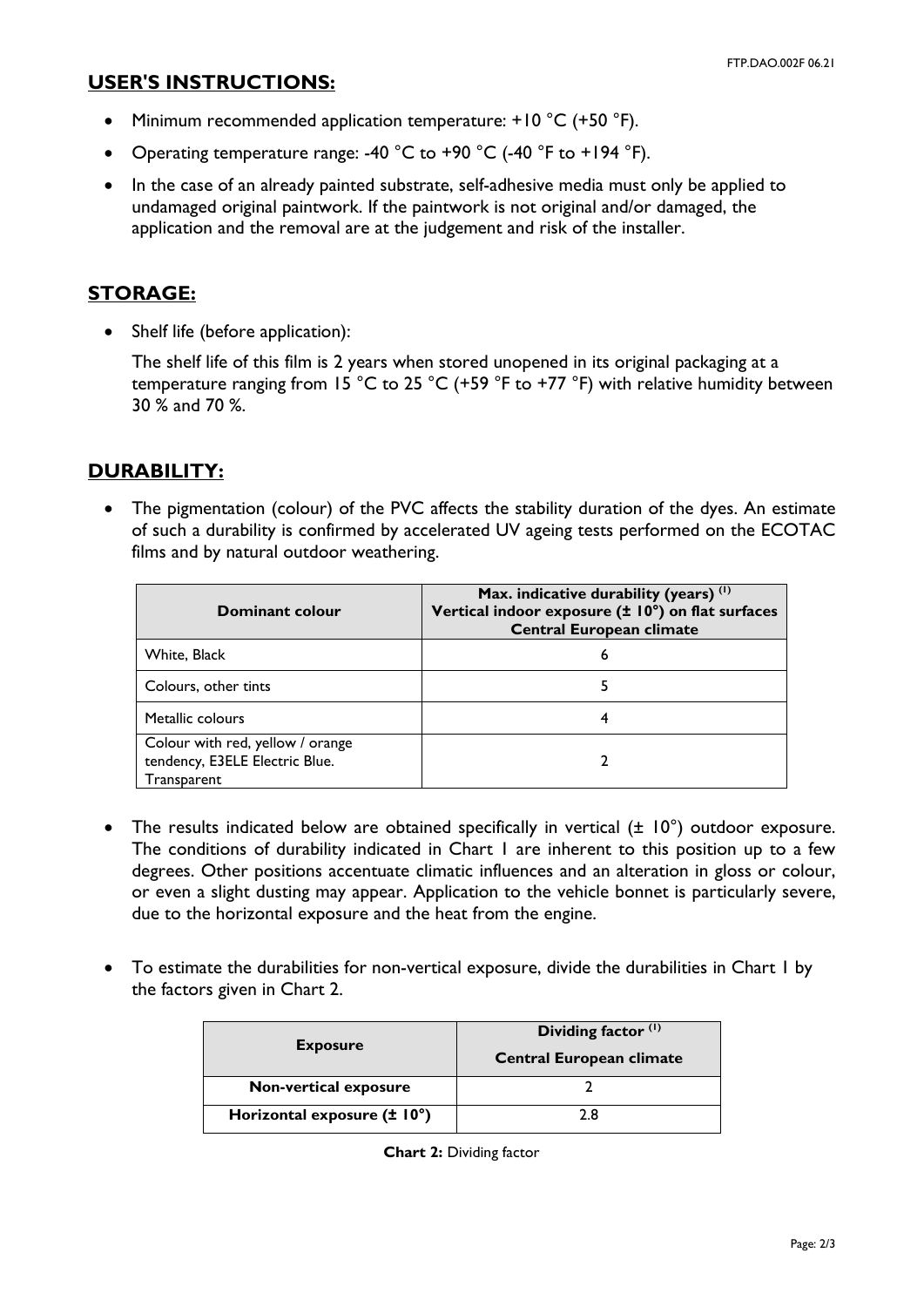## USER'S INSTRUCTIONS:

- Minimum recommended application temperature: +10 °C (+50 °F).
- Operating temperature range: -40 °C to +90 °C (-40 °F to +194 °F).
- In the case of an already painted substrate, self-adhesive media must only be applied to undamaged original paintwork. If the paintwork is not original and/or damaged, the application and the removal are at the judgement and risk of the installer.

## STORAGE:

- Shelf life (before application):

  The shelf life of this film is 2 years when stored unopened in its original packaging at a temperature ranging from 15 °C to 25 °C (+59 °F to +77 °F) with relative humidity between 30 % and 70 %.

## DURABILITY:

- The pigmentation (colour) of the PVC affects the stability duration of the dyes. An estimate of such a durability is confirmed by accelerated UV ageing tests performed on the ECOTAC films and by natural outdoor weathering.

| Dominant colour | Max. indicative durability (years) [(1)] Vertical indoor exposure (± 10°) on flat surfaces Central European climate |
|---|---|
| White, Black | 6 |
| Colours, other tints | 5 |
| Metallic colours | 4 |
| Colour with red, yellow / orange tendency, E3ELE Electric Blue. Transparent | 2 |

- The results indicated below are obtained specifically in vertical (± 10°) outdoor exposure. The conditions of durability indicated in Chart 1 are inherent to this position up to a few degrees. Other positions accentuate climatic influences and an alteration in gloss or colour, or even a slight dusting may appear. Application to the vehicle bonnet is particularly severe, due to the horizontal exposure and the heat from the engine.

- To estimate the durabilities for non-vertical exposure, divide the durabilities in Chart 1 by the factors given in Chart 2.

| Exposure | Dividing factor [(1)] Central European climate |
|---|---|
| **Non-vertical exposure** | 2 |
| **Horizontal exposure (± 10°)** | 2.8 |

**Chart 2:** Dividing factor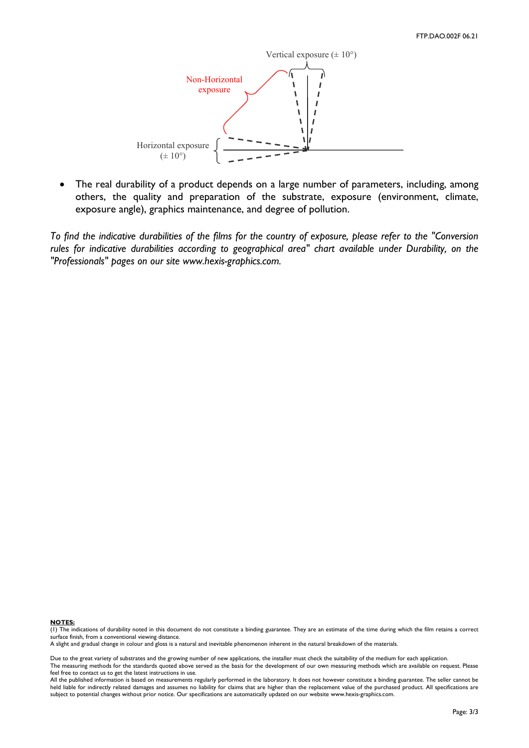Vertical exposure (± 10°)

Non-Horizontal exposure

Horizontal exposure (± 10°)

- The real durability of a product depends on a large number of parameters, including, among others, the quality and preparation of the substrate, exposure (environment, climate, exposure angle), graphics maintenance, and degree of pollution.

*To find the indicative durabilities of the films for the country of exposure, please refer to the "Conversion rules for indicative durabilities according to geographical area" chart available under Durability, on the "Professionals" pages on our site www.hexis-graphics.com.*

**NOTES:**

(1) The indications of durability noted in this document do not constitute a binding guarantee. They are an estimate of the time during which the film retains a correct surface finish, from a conventional viewing distance.
A slight and gradual change in colour and gloss is a natural and inevitable phenomenon inherent in the natural breakdown of the materials.

Due to the great variety of substrates and the growing number of new applications, the installer must check the suitability of the medium for each application.
The measuring methods for the standards quoted above served as the basis for the development of our own measuring methods which are available on request. Please feel free to contact us to get the latest instructions in use.
All the published information is based on measurements regularly performed in the laboratory. It does not however constitute a binding guarantee. The seller cannot be held liable for indirectly related damages and assumes no liability for claims that are higher than the replacement value of the purchased product. All specifications are subject to potential changes without prior notice. Our specifications are automatically updated on our website www.hexis-graphics.com.